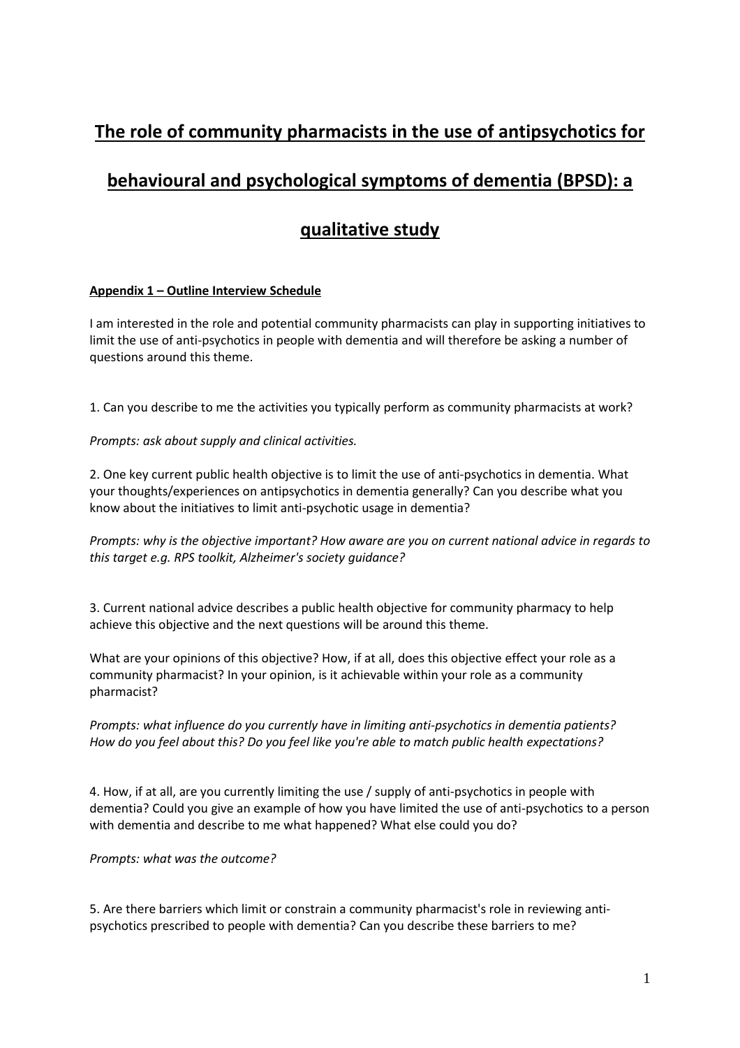# The role of community pharmacists in the use of antipsychotics for behavioural and psychological symptoms of dementia (BPSD): a qualitative study

**Appendix 1 – Outline Interview Schedule**

I am interested in the role and potential community pharmacists can play in supporting initiatives to limit the use of anti-psychotics in people with dementia and will therefore be asking a number of questions around this theme.

1. Can you describe to me the activities you typically perform as community pharmacists at work?

*Prompts: ask about supply and clinical activities.*

2. One key current public health objective is to limit the use of anti-psychotics in dementia. What your thoughts/experiences on antipsychotics in dementia generally? Can you describe what you know about the initiatives to limit anti-psychotic usage in dementia?

*Prompts: why is the objective important? How aware are you on current national advice in regards to this target e.g. RPS toolkit, Alzheimer's society guidance?*

3. Current national advice describes a public health objective for community pharmacy to help achieve this objective and the next questions will be around this theme.

What are your opinions of this objective? How, if at all, does this objective effect your role as a community pharmacist? In your opinion, is it achievable within your role as a community pharmacist?

*Prompts: what influence do you currently have in limiting anti-psychotics in dementia patients? How do you feel about this? Do you feel like you're able to match public health expectations?*

4. How, if at all, are you currently limiting the use / supply of anti-psychotics in people with dementia? Could you give an example of how you have limited the use of anti-psychotics to a person with dementia and describe to me what happened? What else could you do?

*Prompts: what was the outcome?*

5. Are there barriers which limit or constrain a community pharmacist's role in reviewing anti-psychotics prescribed to people with dementia? Can you describe these barriers to me?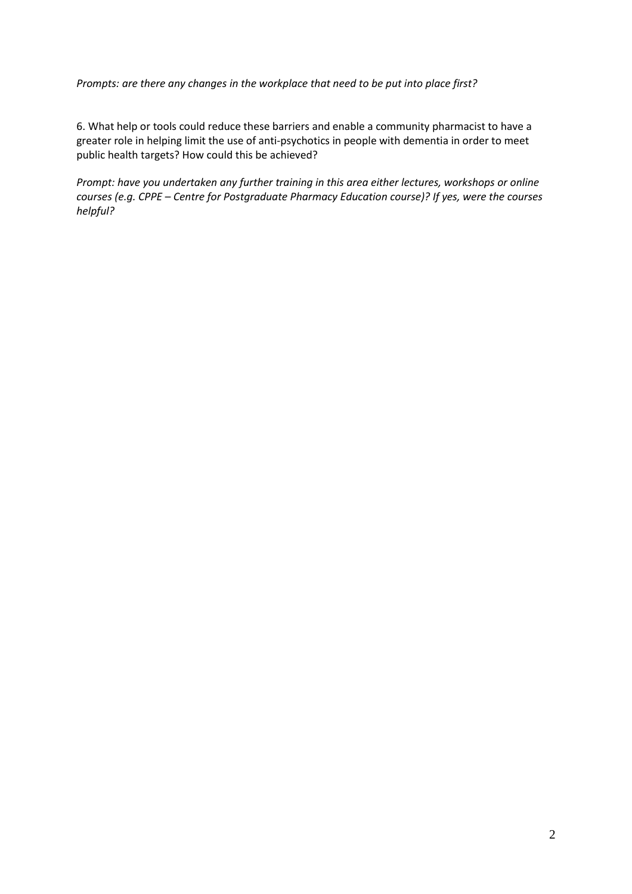*Prompts: are there any changes in the workplace that need to be put into place first?*

6. What help or tools could reduce these barriers and enable a community pharmacist to have a greater role in helping limit the use of anti-psychotics in people with dementia in order to meet public health targets? How could this be achieved?

*Prompt: have you undertaken any further training in this area either lectures, workshops or online courses (e.g. CPPE – Centre for Postgraduate Pharmacy Education course)? If yes, were the courses helpful?*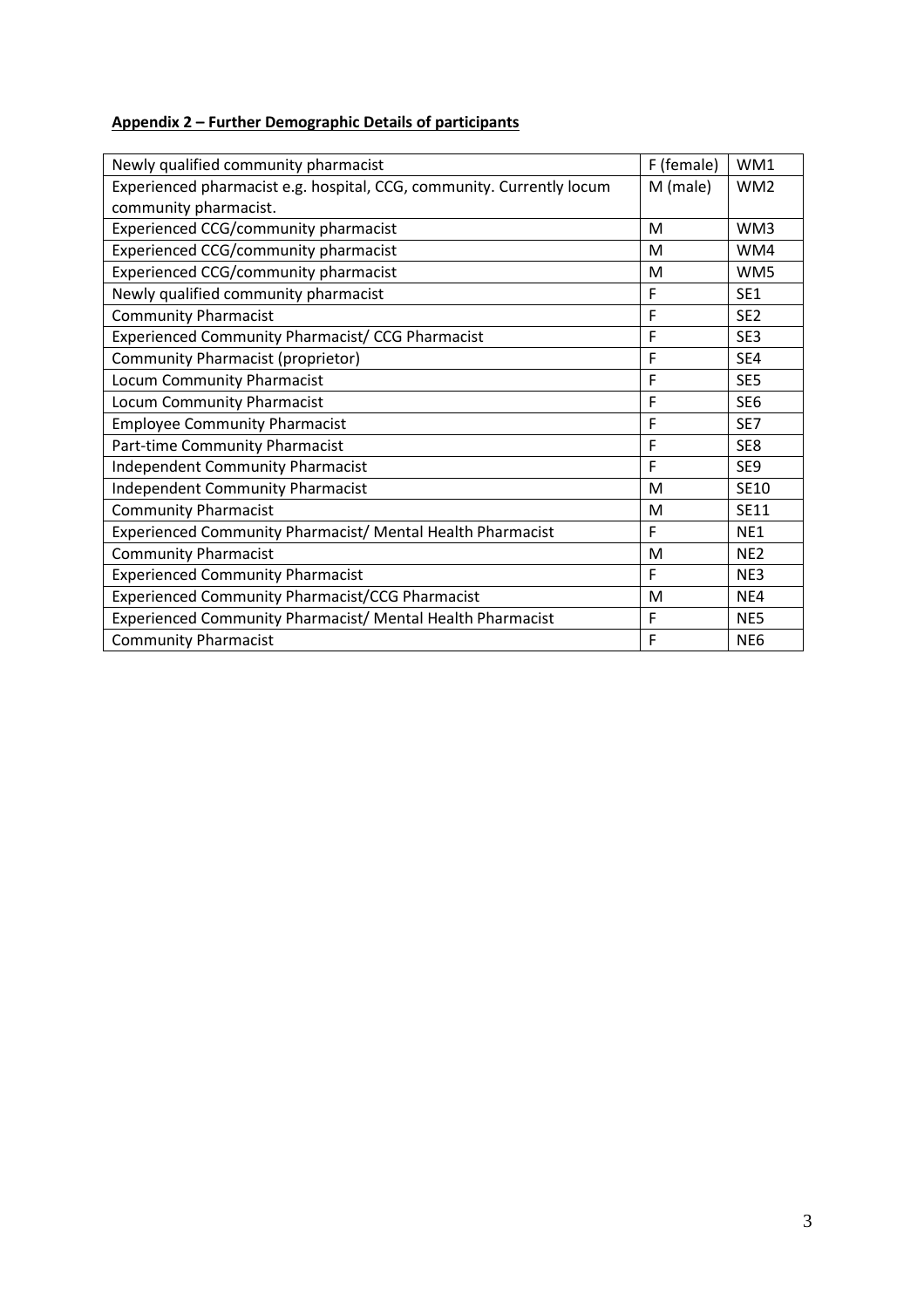**Appendix 2 – Further Demographic Details of participants**

| | | |
|---|---|---|
| Newly qualified community pharmacist | F (female) | WM1 |
| Experienced pharmacist e.g. hospital, CCG, community. Currently locum community pharmacist. | M (male) | WM2 |
| Experienced CCG/community pharmacist | M | WM3 |
| Experienced CCG/community pharmacist | M | WM4 |
| Experienced CCG/community pharmacist | M | WM5 |
| Newly qualified community pharmacist | F | SE1 |
| Community Pharmacist | F | SE2 |
| Experienced Community Pharmacist/ CCG Pharmacist | F | SE3 |
| Community Pharmacist (proprietor) | F | SE4 |
| Locum Community Pharmacist | F | SE5 |
| Locum Community Pharmacist | F | SE6 |
| Employee Community Pharmacist | F | SE7 |
| Part-time Community Pharmacist | F | SE8 |
| Independent Community Pharmacist | F | SE9 |
| Independent Community Pharmacist | M | SE10 |
| Community Pharmacist | M | SE11 |
| Experienced Community Pharmacist/ Mental Health Pharmacist | F | NE1 |
| Community Pharmacist | M | NE2 |
| Experienced Community Pharmacist | F | NE3 |
| Experienced Community Pharmacist/CCG Pharmacist | M | NE4 |
| Experienced Community Pharmacist/ Mental Health Pharmacist | F | NE5 |
| Community Pharmacist | F | NE6 |